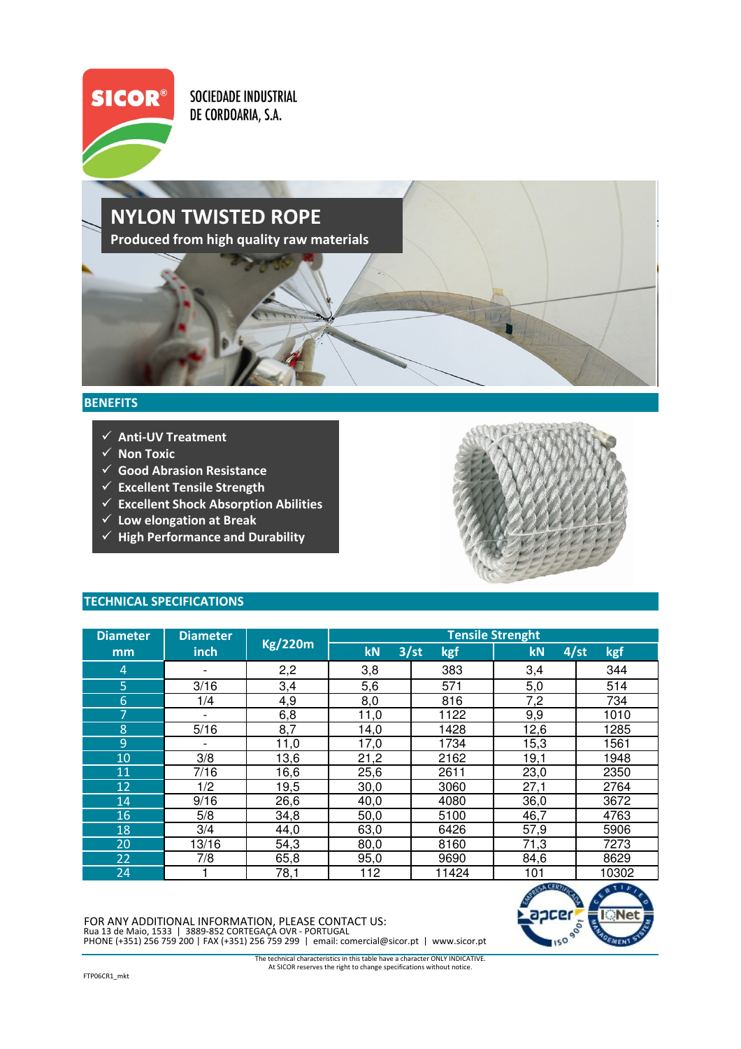SICOR®

SOCIEDADE INDUSTRIAL DE CORDOARIA, S.A.

# NYLON TWISTED ROPE

**Produced from high quality raw materials**

## BENEFITS

- ✓ Anti-UV Treatment
- ✓ Non Toxic
- ✓ Good Abrasion Resistance
- ✓ Excellent Tensile Strength
- ✓ Excellent Shock Absorption Abilities
- ✓ Low elongation at Break
- ✓ High Performance and Durability

## TECHNICAL SPECIFICATIONS

| Diameter mm | Diameter inch | Kg/220m | Tensile Strenght | | | |
|---|---|---|---|---|---|---|
| | | | kN 3/st | kgf | kN 4/st | kgf |
| 4 | - | 2,2 | 3,8 | 383 | 3,4 | 344 |
| 5 | 3/16 | 3,4 | 5,6 | 571 | 5,0 | 514 |
| 6 | 1/4 | 4,9 | 8,0 | 816 | 7,2 | 734 |
| 7 | - | 6,8 | 11,0 | 1122 | 9,9 | 1010 |
| 8 | 5/16 | 8,7 | 14,0 | 1428 | 12,6 | 1285 |
| 9 | - | 11,0 | 17,0 | 1734 | 15,3 | 1561 |
| 10 | 3/8 | 13,6 | 21,2 | 2162 | 19,1 | 1948 |
| 11 | 7/16 | 16,6 | 25,6 | 2611 | 23,0 | 2350 |
| 12 | 1/2 | 19,5 | 30,0 | 3060 | 27,1 | 2764 |
| 14 | 9/16 | 26,6 | 40,0 | 4080 | 36,0 | 3672 |
| 16 | 5/8 | 34,8 | 50,0 | 5100 | 46,7 | 4763 |
| 18 | 3/4 | 44,0 | 63,0 | 6426 | 57,9 | 5906 |
| 20 | 13/16 | 54,3 | 80,0 | 8160 | 71,3 | 7273 |
| 22 | 7/8 | 65,8 | 95,0 | 9690 | 84,6 | 8629 |
| 24 | 1 | 78,1 | 112 | 11424 | 101 | 10302 |

FOR ANY ADDITIONAL INFORMATION, PLEASE CONTACT US:
Rua 13 de Maio, 1533 | 3889-852 CORTEGAÇA OVR - PORTUGAL
PHONE (+351) 256 759 200 | FAX (+351) 256 759 299 | email: comercial@sicor.pt | www.sicor.pt

The technical characteristics in this table have a character ONLY INDICATIVE.
At SICOR reserves the right to change specifications without notice.

FTP06CR1_mkt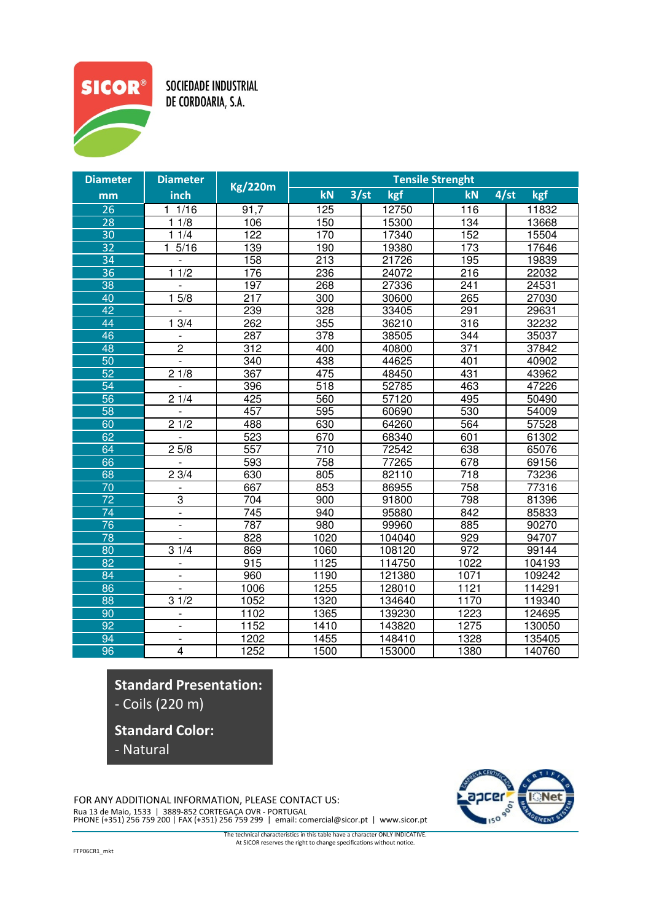SICOR®

SOCIEDADE INDUSTRIAL DE CORDOARIA, S.A.

| Diameter mm | Diameter inch | Kg/220m | Tensile Strenght kN 3/st | Tensile Strenght kgf 3/st | Tensile Strenght kN 4/st | Tensile Strenght kgf 4/st |
|---|---|---|---|---|---|---|
| 26 | 1 1/16 | 91,7 | 125 | 12750 | 116 | 11832 |
| 28 | 1 1/8 | 106 | 150 | 15300 | 134 | 13668 |
| 30 | 1 1/4 | 122 | 170 | 17340 | 152 | 15504 |
| 32 | 1 5/16 | 139 | 190 | 19380 | 173 | 17646 |
| 34 | - | 158 | 213 | 21726 | 195 | 19839 |
| 36 | 1 1/2 | 176 | 236 | 24072 | 216 | 22032 |
| 38 | - | 197 | 268 | 27336 | 241 | 24531 |
| 40 | 1 5/8 | 217 | 300 | 30600 | 265 | 27030 |
| 42 | - | 239 | 328 | 33405 | 291 | 29631 |
| 44 | 1 3/4 | 262 | 355 | 36210 | 316 | 32232 |
| 46 | - | 287 | 378 | 38505 | 344 | 35037 |
| 48 | 2 | 312 | 400 | 40800 | 371 | 37842 |
| 50 | - | 340 | 438 | 44625 | 401 | 40902 |
| 52 | 2 1/8 | 367 | 475 | 48450 | 431 | 43962 |
| 54 | - | 396 | 518 | 52785 | 463 | 47226 |
| 56 | 2 1/4 | 425 | 560 | 57120 | 495 | 50490 |
| 58 | - | 457 | 595 | 60690 | 530 | 54009 |
| 60 | 2 1/2 | 488 | 630 | 64260 | 564 | 57528 |
| 62 | - | 523 | 670 | 68340 | 601 | 61302 |
| 64 | 2 5/8 | 557 | 710 | 72542 | 638 | 65076 |
| 66 | - | 593 | 758 | 77265 | 678 | 69156 |
| 68 | 2 3/4 | 630 | 805 | 82110 | 718 | 73236 |
| 70 | - | 667 | 853 | 86955 | 758 | 77316 |
| 72 | 3 | 704 | 900 | 91800 | 798 | 81396 |
| 74 | - | 745 | 940 | 95880 | 842 | 85833 |
| 76 | - | 787 | 980 | 99960 | 885 | 90270 |
| 78 | - | 828 | 1020 | 104040 | 929 | 94707 |
| 80 | 3 1/4 | 869 | 1060 | 108120 | 972 | 99144 |
| 82 | - | 915 | 1125 | 114750 | 1022 | 104193 |
| 84 | - | 960 | 1190 | 121380 | 1071 | 109242 |
| 86 | - | 1006 | 1255 | 128010 | 1121 | 114291 |
| 88 | 3 1/2 | 1052 | 1320 | 134640 | 1170 | 119340 |
| 90 | - | 1102 | 1365 | 139230 | 1223 | 124695 |
| 92 | - | 1152 | 1410 | 143820 | 1275 | 130050 |
| 94 | - | 1202 | 1455 | 148410 | 1328 | 135405 |
| 96 | 4 | 1252 | 1500 | 153000 | 1380 | 140760 |

**Standard Presentation:**
- Coils (220 m)

**Standard Color:**
- Natural

FOR ANY ADDITIONAL INFORMATION, PLEASE CONTACT US:
Rua 13 de Maio, 1533 | 3889-852 CORTEGAÇA OVR - PORTUGAL
PHONE (+351) 256 759 200 | FAX (+351) 256 759 299 | email: comercial@sicor.pt | www.sicor.pt

The technical characteristics in this table have a character ONLY INDICATIVE.
At SICOR reserves the right to change specifications without notice.

FTP06CR1_mkt